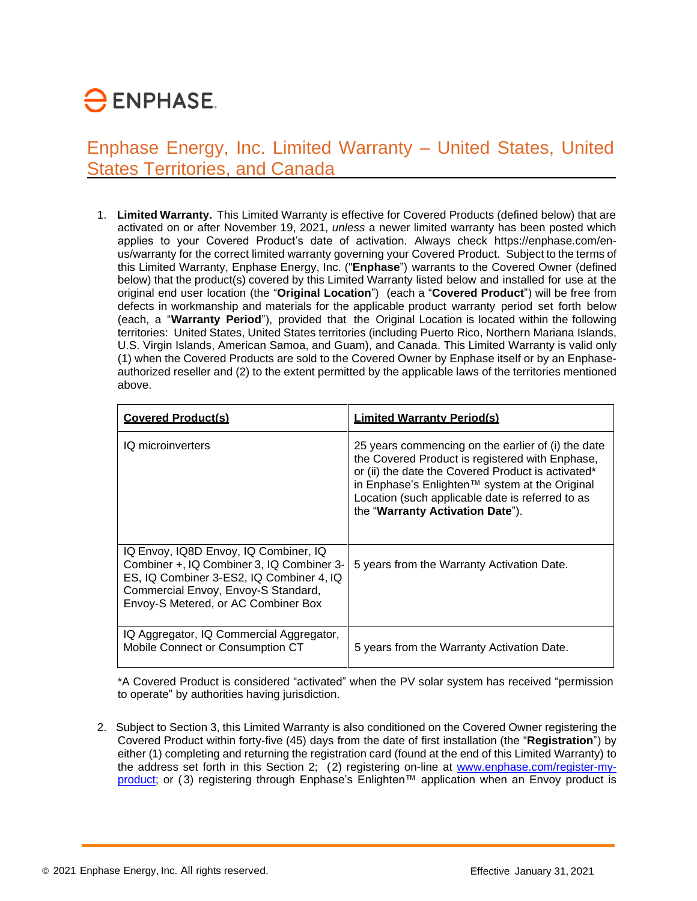ENPHASE.

# Enphase Energy, Inc. Limited Warranty – United States, United States Territories, and Canada

1. **Limited Warranty.** This Limited Warranty is effective for Covered Products (defined below) that are activated on or after November 19, 2021, *unless* a newer limited warranty has been posted which applies to your Covered Product's date of activation. Always check https://enphase.com/en-us/warranty for the correct limited warranty governing your Covered Product. Subject to the terms of this Limited Warranty, Enphase Energy, Inc. ("**Enphase**") warrants to the Covered Owner (defined below) that the product(s) covered by this Limited Warranty listed below and installed for use at the original end user location (the "**Original Location**") (each a "**Covered Product**") will be free from defects in workmanship and materials for the applicable product warranty period set forth below (each, a "**Warranty Period**"), provided that the Original Location is located within the following territories: United States, United States territories (including Puerto Rico, Northern Mariana Islands, U.S. Virgin Islands, American Samoa, and Guam), and Canada. This Limited Warranty is valid only (1) when the Covered Products are sold to the Covered Owner by Enphase itself or by an Enphase-authorized reseller and (2) to the extent permitted by the applicable laws of the territories mentioned above.

| Covered Product(s) | Limited Warranty Period(s) |
|---|---|
| IQ microinverters | 25 years commencing on the earlier of (i) the date the Covered Product is registered with Enphase, or (ii) the date the Covered Product is activated* in Enphase's Enlighten™ system at the Original Location (such applicable date is referred to as the "**Warranty Activation Date**"). |
| IQ Envoy, IQ8D Envoy, IQ Combiner, IQ Combiner +, IQ Combiner 3, IQ Combiner 3-ES, IQ Combiner 3-ES2, IQ Combiner 4, IQ Commercial Envoy, Envoy-S Standard, Envoy-S Metered, or AC Combiner Box | 5 years from the Warranty Activation Date. |
| IQ Aggregator, IQ Commercial Aggregator, Mobile Connect or Consumption CT | 5 years from the Warranty Activation Date. |

*A Covered Product is considered "activated" when the PV solar system has received "permission to operate" by authorities having jurisdiction.

2. Subject to Section 3, this Limited Warranty is also conditioned on the Covered Owner registering the Covered Product within forty-five (45) days from the date of first installation (the "**Registration**") by either (1) completing and returning the registration card (found at the end of this Limited Warranty) to the address set forth in this Section 2; (2) registering on-line at [www.enphase.com/register-my-product](www.enphase.com/register-my-product); or (3) registering through Enphase's Enlighten™ application when an Envoy product is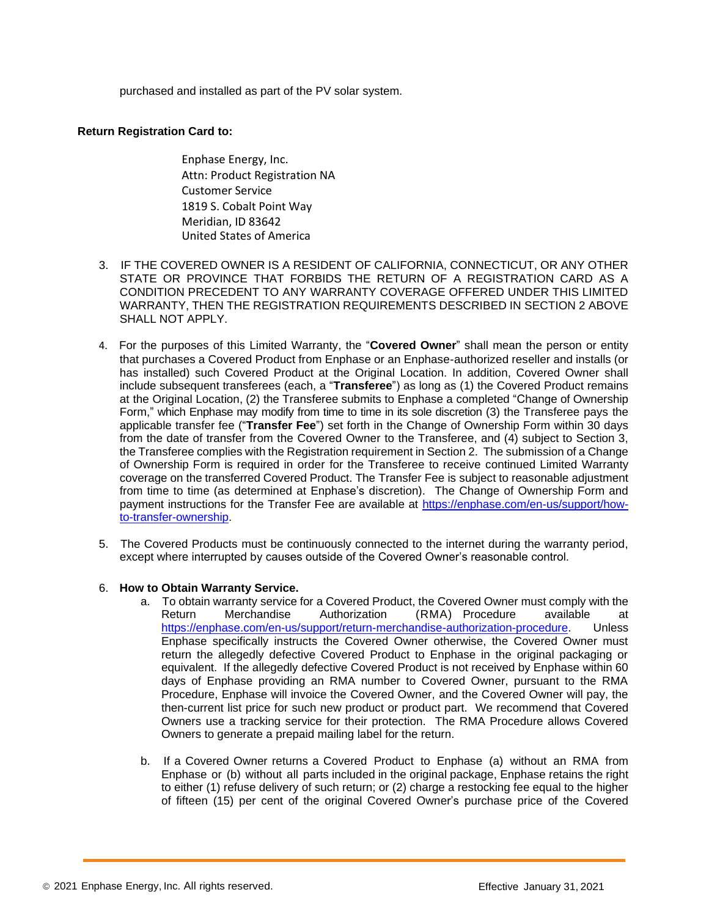purchased and installed as part of the PV solar system.

**Return Registration Card to:**

Enphase Energy, Inc.
Attn: Product Registration NA
Customer Service
1819 S. Cobalt Point Way
Meridian, ID 83642
United States of America

3. IF THE COVERED OWNER IS A RESIDENT OF CALIFORNIA, CONNECTICUT, OR ANY OTHER STATE OR PROVINCE THAT FORBIDS THE RETURN OF A REGISTRATION CARD AS A CONDITION PRECEDENT TO ANY WARRANTY COVERAGE OFFERED UNDER THIS LIMITED WARRANTY, THEN THE REGISTRATION REQUIREMENTS DESCRIBED IN SECTION 2 ABOVE SHALL NOT APPLY.

4. For the purposes of this Limited Warranty, the "**Covered Owner**" shall mean the person or entity that purchases a Covered Product from Enphase or an Enphase-authorized reseller and installs (or has installed) such Covered Product at the Original Location. In addition, Covered Owner shall include subsequent transferees (each, a "**Transferee**") as long as (1) the Covered Product remains at the Original Location, (2) the Transferee submits to Enphase a completed "Change of Ownership Form," which Enphase may modify from time to time in its sole discretion (3) the Transferee pays the applicable transfer fee ("**Transfer Fee**") set forth in the Change of Ownership Form within 30 days from the date of transfer from the Covered Owner to the Transferee, and (4) subject to Section 3, the Transferee complies with the Registration requirement in Section 2. The submission of a Change of Ownership Form is required in order for the Transferee to receive continued Limited Warranty coverage on the transferred Covered Product. The Transfer Fee is subject to reasonable adjustment from time to time (as determined at Enphase's discretion). The Change of Ownership Form and payment instructions for the Transfer Fee are available at [https://enphase.com/en-us/support/how-to-transfer-ownership](https://enphase.com/en-us/support/how-to-transfer-ownership).

5. The Covered Products must be continuously connected to the internet during the warranty period, except where interrupted by causes outside of the Covered Owner's reasonable control.

6. **How to Obtain Warranty Service.**
   a. To obtain warranty service for a Covered Product, the Covered Owner must comply with the Return Merchandise Authorization (RMA) Procedure available at [https://enphase.com/en-us/support/return-merchandise-authorization-procedure](https://enphase.com/en-us/support/return-merchandise-authorization-procedure). Unless Enphase specifically instructs the Covered Owner otherwise, the Covered Owner must return the allegedly defective Covered Product to Enphase in the original packaging or equivalent. If the allegedly defective Covered Product is not received by Enphase within 60 days of Enphase providing an RMA number to Covered Owner, pursuant to the RMA Procedure, Enphase will invoice the Covered Owner, and the Covered Owner will pay, the then-current list price for such new product or product part. We recommend that Covered Owners use a tracking service for their protection. The RMA Procedure allows Covered Owners to generate a prepaid mailing label for the return.

   b. If a Covered Owner returns a Covered Product to Enphase (a) without an RMA from Enphase or (b) without all parts included in the original package, Enphase retains the right to either (1) refuse delivery of such return; or (2) charge a restocking fee equal to the higher of fifteen (15) per cent of the original Covered Owner's purchase price of the Covered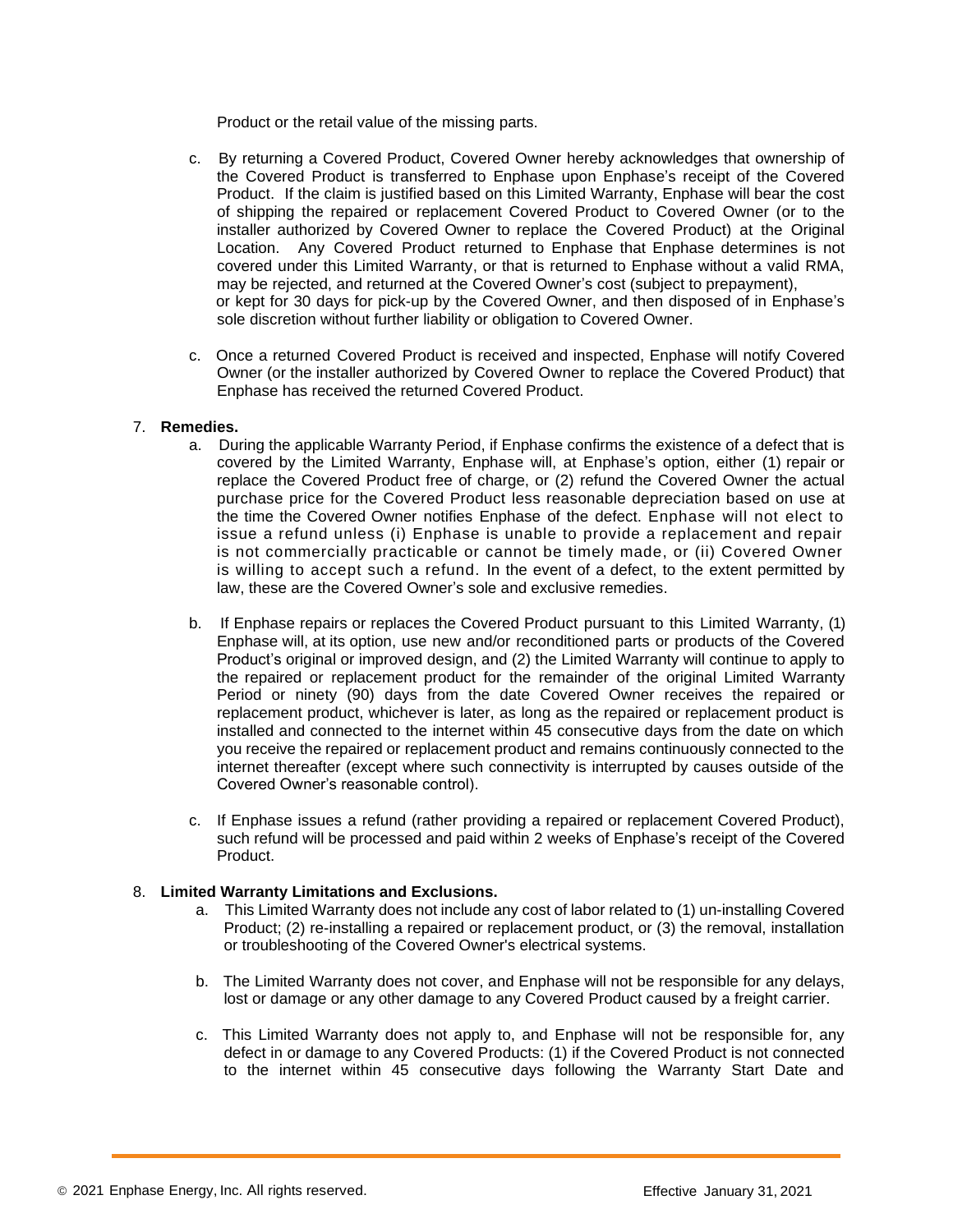Product or the retail value of the missing parts.

c. By returning a Covered Product, Covered Owner hereby acknowledges that ownership of the Covered Product is transferred to Enphase upon Enphase's receipt of the Covered Product. If the claim is justified based on this Limited Warranty, Enphase will bear the cost of shipping the repaired or replacement Covered Product to Covered Owner (or to the installer authorized by Covered Owner to replace the Covered Product) at the Original Location. Any Covered Product returned to Enphase that Enphase determines is not covered under this Limited Warranty, or that is returned to Enphase without a valid RMA, may be rejected, and returned at the Covered Owner's cost (subject to prepayment), or kept for 30 days for pick-up by the Covered Owner, and then disposed of in Enphase's sole discretion without further liability or obligation to Covered Owner.

c. Once a returned Covered Product is received and inspected, Enphase will notify Covered Owner (or the installer authorized by Covered Owner to replace the Covered Product) that Enphase has received the returned Covered Product.

7. **Remedies.**
   a. During the applicable Warranty Period, if Enphase confirms the existence of a defect that is covered by the Limited Warranty, Enphase will, at Enphase's option, either (1) repair or replace the Covered Product free of charge, or (2) refund the Covered Owner the actual purchase price for the Covered Product less reasonable depreciation based on use at the time the Covered Owner notifies Enphase of the defect. Enphase will not elect to issue a refund unless (i) Enphase is unable to provide a replacement and repair is not commercially practicable or cannot be timely made, or (ii) Covered Owner is willing to accept such a refund. In the event of a defect, to the extent permitted by law, these are the Covered Owner's sole and exclusive remedies.

   b. If Enphase repairs or replaces the Covered Product pursuant to this Limited Warranty, (1) Enphase will, at its option, use new and/or reconditioned parts or products of the Covered Product's original or improved design, and (2) the Limited Warranty will continue to apply to the repaired or replacement product for the remainder of the original Limited Warranty Period or ninety (90) days from the date Covered Owner receives the repaired or replacement product, whichever is later, as long as the repaired or replacement product is installed and connected to the internet within 45 consecutive days from the date on which you receive the repaired or replacement product and remains continuously connected to the internet thereafter (except where such connectivity is interrupted by causes outside of the Covered Owner's reasonable control).

   c. If Enphase issues a refund (rather providing a repaired or replacement Covered Product), such refund will be processed and paid within 2 weeks of Enphase's receipt of the Covered Product.

8. **Limited Warranty Limitations and Exclusions.**
   a. This Limited Warranty does not include any cost of labor related to (1) un-installing Covered Product; (2) re-installing a repaired or replacement product, or (3) the removal, installation or troubleshooting of the Covered Owner's electrical systems.

   b. The Limited Warranty does not cover, and Enphase will not be responsible for any delays, lost or damage or any other damage to any Covered Product caused by a freight carrier.

   c. This Limited Warranty does not apply to, and Enphase will not be responsible for, any defect in or damage to any Covered Products: (1) if the Covered Product is not connected to the internet within 45 consecutive days following the Warranty Start Date and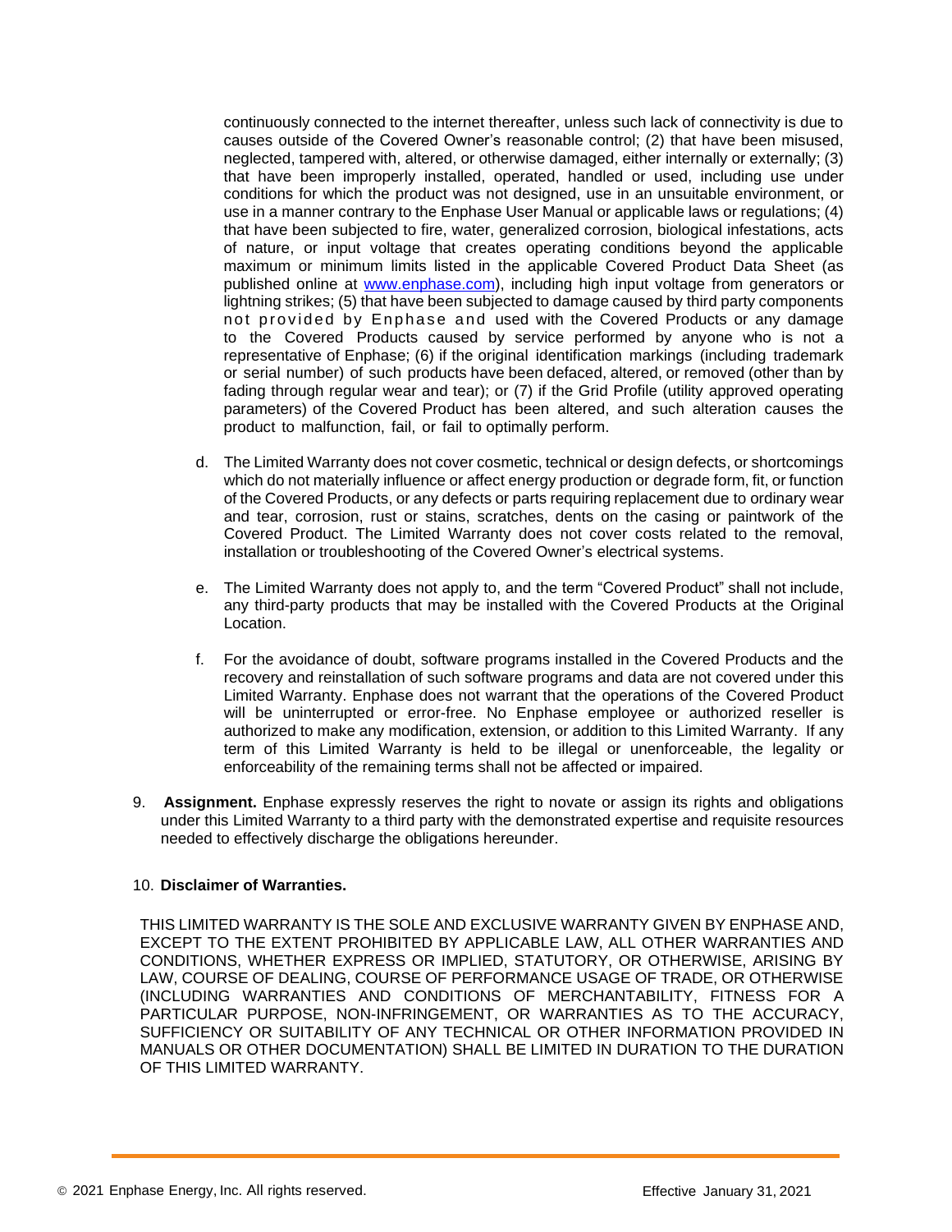continuously connected to the internet thereafter, unless such lack of connectivity is due to causes outside of the Covered Owner's reasonable control; (2) that have been misused, neglected, tampered with, altered, or otherwise damaged, either internally or externally; (3) that have been improperly installed, operated, handled or used, including use under conditions for which the product was not designed, use in an unsuitable environment, or use in a manner contrary to the Enphase User Manual or applicable laws or regulations; (4) that have been subjected to fire, water, generalized corrosion, biological infestations, acts of nature, or input voltage that creates operating conditions beyond the applicable maximum or minimum limits listed in the applicable Covered Product Data Sheet (as published online at [www.enphase.com](http://www.enphase.com)), including high input voltage from generators or lightning strikes; (5) that have been subjected to damage caused by third party components not provided by Enphase and used with the Covered Products or any damage to the Covered Products caused by service performed by anyone who is not a representative of Enphase; (6) if the original identification markings (including trademark or serial number) of such products have been defaced, altered, or removed (other than by fading through regular wear and tear); or (7) if the Grid Profile (utility approved operating parameters) of the Covered Product has been altered, and such alteration causes the product to malfunction, fail, or fail to optimally perform.

d. The Limited Warranty does not cover cosmetic, technical or design defects, or shortcomings which do not materially influence or affect energy production or degrade form, fit, or function of the Covered Products, or any defects or parts requiring replacement due to ordinary wear and tear, corrosion, rust or stains, scratches, dents on the casing or paintwork of the Covered Product. The Limited Warranty does not cover costs related to the removal, installation or troubleshooting of the Covered Owner's electrical systems.

e. The Limited Warranty does not apply to, and the term "Covered Product" shall not include, any third-party products that may be installed with the Covered Products at the Original Location.

f. For the avoidance of doubt, software programs installed in the Covered Products and the recovery and reinstallation of such software programs and data are not covered under this Limited Warranty. Enphase does not warrant that the operations of the Covered Product will be uninterrupted or error-free. No Enphase employee or authorized reseller is authorized to make any modification, extension, or addition to this Limited Warranty. If any term of this Limited Warranty is held to be illegal or unenforceable, the legality or enforceability of the remaining terms shall not be affected or impaired.

9. **Assignment.** Enphase expressly reserves the right to novate or assign its rights and obligations under this Limited Warranty to a third party with the demonstrated expertise and requisite resources needed to effectively discharge the obligations hereunder.

10. **Disclaimer of Warranties.**

THIS LIMITED WARRANTY IS THE SOLE AND EXCLUSIVE WARRANTY GIVEN BY ENPHASE AND, EXCEPT TO THE EXTENT PROHIBITED BY APPLICABLE LAW, ALL OTHER WARRANTIES AND CONDITIONS, WHETHER EXPRESS OR IMPLIED, STATUTORY, OR OTHERWISE, ARISING BY LAW, COURSE OF DEALING, COURSE OF PERFORMANCE USAGE OF TRADE, OR OTHERWISE (INCLUDING WARRANTIES AND CONDITIONS OF MERCHANTABILITY, FITNESS FOR A PARTICULAR PURPOSE, NON-INFRINGEMENT, OR WARRANTIES AS TO THE ACCURACY, SUFFICIENCY OR SUITABILITY OF ANY TECHNICAL OR OTHER INFORMATION PROVIDED IN MANUALS OR OTHER DOCUMENTATION) SHALL BE LIMITED IN DURATION TO THE DURATION OF THIS LIMITED WARRANTY.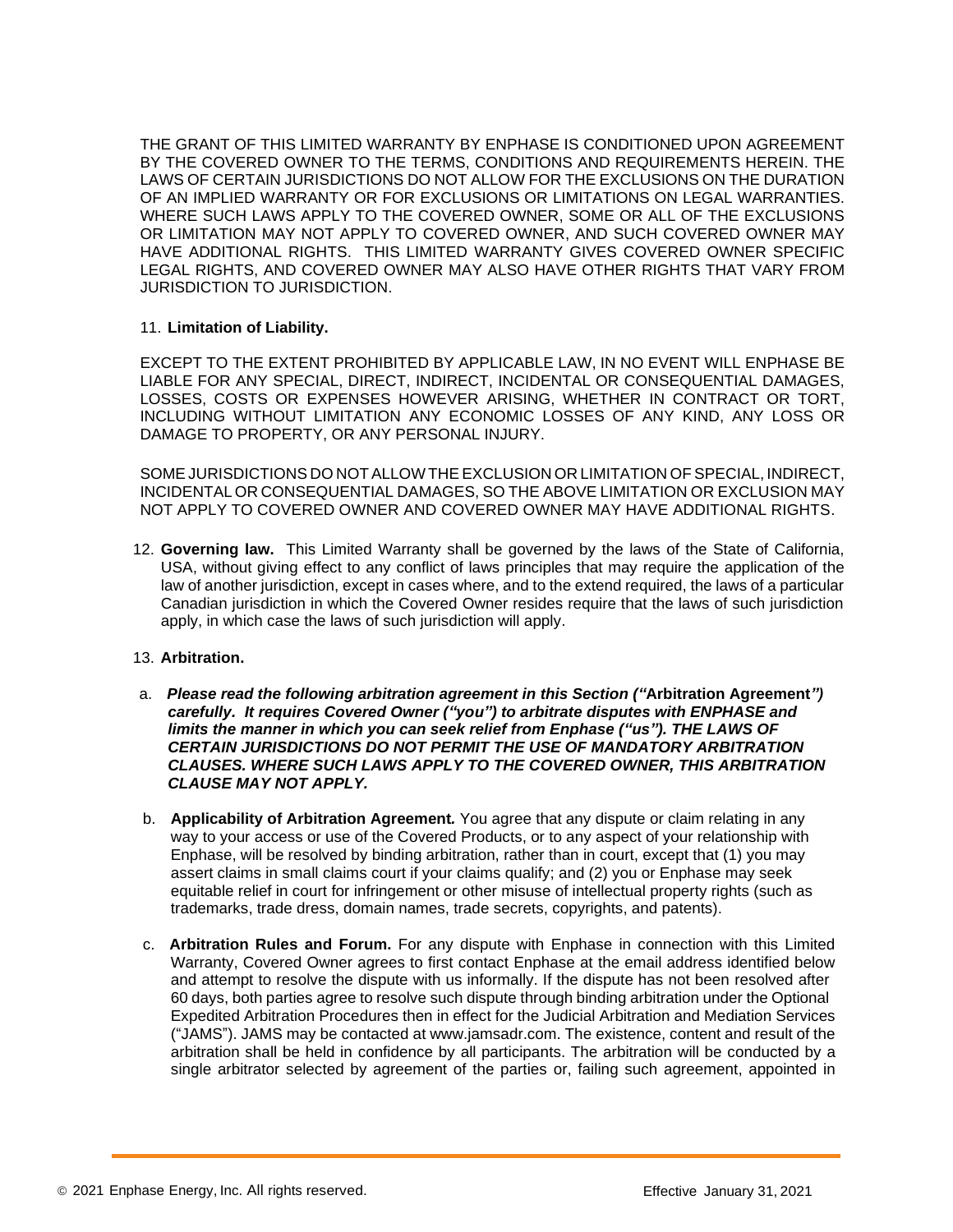THE GRANT OF THIS LIMITED WARRANTY BY ENPHASE IS CONDITIONED UPON AGREEMENT BY THE COVERED OWNER TO THE TERMS, CONDITIONS AND REQUIREMENTS HEREIN. THE LAWS OF CERTAIN JURISDICTIONS DO NOT ALLOW FOR THE EXCLUSIONS ON THE DURATION OF AN IMPLIED WARRANTY OR FOR EXCLUSIONS OR LIMITATIONS ON LEGAL WARRANTIES. WHERE SUCH LAWS APPLY TO THE COVERED OWNER, SOME OR ALL OF THE EXCLUSIONS OR LIMITATION MAY NOT APPLY TO COVERED OWNER, AND SUCH COVERED OWNER MAY HAVE ADDITIONAL RIGHTS. THIS LIMITED WARRANTY GIVES COVERED OWNER SPECIFIC LEGAL RIGHTS, AND COVERED OWNER MAY ALSO HAVE OTHER RIGHTS THAT VARY FROM JURISDICTION TO JURISDICTION.

11. **Limitation of Liability.**

EXCEPT TO THE EXTENT PROHIBITED BY APPLICABLE LAW, IN NO EVENT WILL ENPHASE BE LIABLE FOR ANY SPECIAL, DIRECT, INDIRECT, INCIDENTAL OR CONSEQUENTIAL DAMAGES, LOSSES, COSTS OR EXPENSES HOWEVER ARISING, WHETHER IN CONTRACT OR TORT, INCLUDING WITHOUT LIMITATION ANY ECONOMIC LOSSES OF ANY KIND, ANY LOSS OR DAMAGE TO PROPERTY, OR ANY PERSONAL INJURY.

SOME JURISDICTIONS DO NOT ALLOW THE EXCLUSION OR LIMITATION OF SPECIAL, INDIRECT, INCIDENTAL OR CONSEQUENTIAL DAMAGES, SO THE ABOVE LIMITATION OR EXCLUSION MAY NOT APPLY TO COVERED OWNER AND COVERED OWNER MAY HAVE ADDITIONAL RIGHTS.

12. **Governing law.** This Limited Warranty shall be governed by the laws of the State of California, USA, without giving effect to any conflict of laws principles that may require the application of the law of another jurisdiction, except in cases where, and to the extend required, the laws of a particular Canadian jurisdiction in which the Covered Owner resides require that the laws of such jurisdiction apply, in which case the laws of such jurisdiction will apply.

13. **Arbitration.**

a. ***Please read the following arbitration agreement in this Section ("*Arbitration Agreement*") carefully. It requires Covered Owner ("you") to arbitrate disputes with ENPHASE and limits the manner in which you can seek relief from Enphase ("us"). THE LAWS OF CERTAIN JURISDICTIONS DO NOT PERMIT THE USE OF MANDATORY ARBITRATION CLAUSES. WHERE SUCH LAWS APPLY TO THE COVERED OWNER, THIS ARBITRATION CLAUSE MAY NOT APPLY.***

b. **Applicability of Arbitration Agreement.** You agree that any dispute or claim relating in any way to your access or use of the Covered Products, or to any aspect of your relationship with Enphase, will be resolved by binding arbitration, rather than in court, except that (1) you may assert claims in small claims court if your claims qualify; and (2) you or Enphase may seek equitable relief in court for infringement or other misuse of intellectual property rights (such as trademarks, trade dress, domain names, trade secrets, copyrights, and patents).

c. **Arbitration Rules and Forum.** For any dispute with Enphase in connection with this Limited Warranty, Covered Owner agrees to first contact Enphase at the email address identified below and attempt to resolve the dispute with us informally. If the dispute has not been resolved after 60 days, both parties agree to resolve such dispute through binding arbitration under the Optional Expedited Arbitration Procedures then in effect for the Judicial Arbitration and Mediation Services ("JAMS"). JAMS may be contacted at www.jamsadr.com. The existence, content and result of the arbitration shall be held in confidence by all participants. The arbitration will be conducted by a single arbitrator selected by agreement of the parties or, failing such agreement, appointed in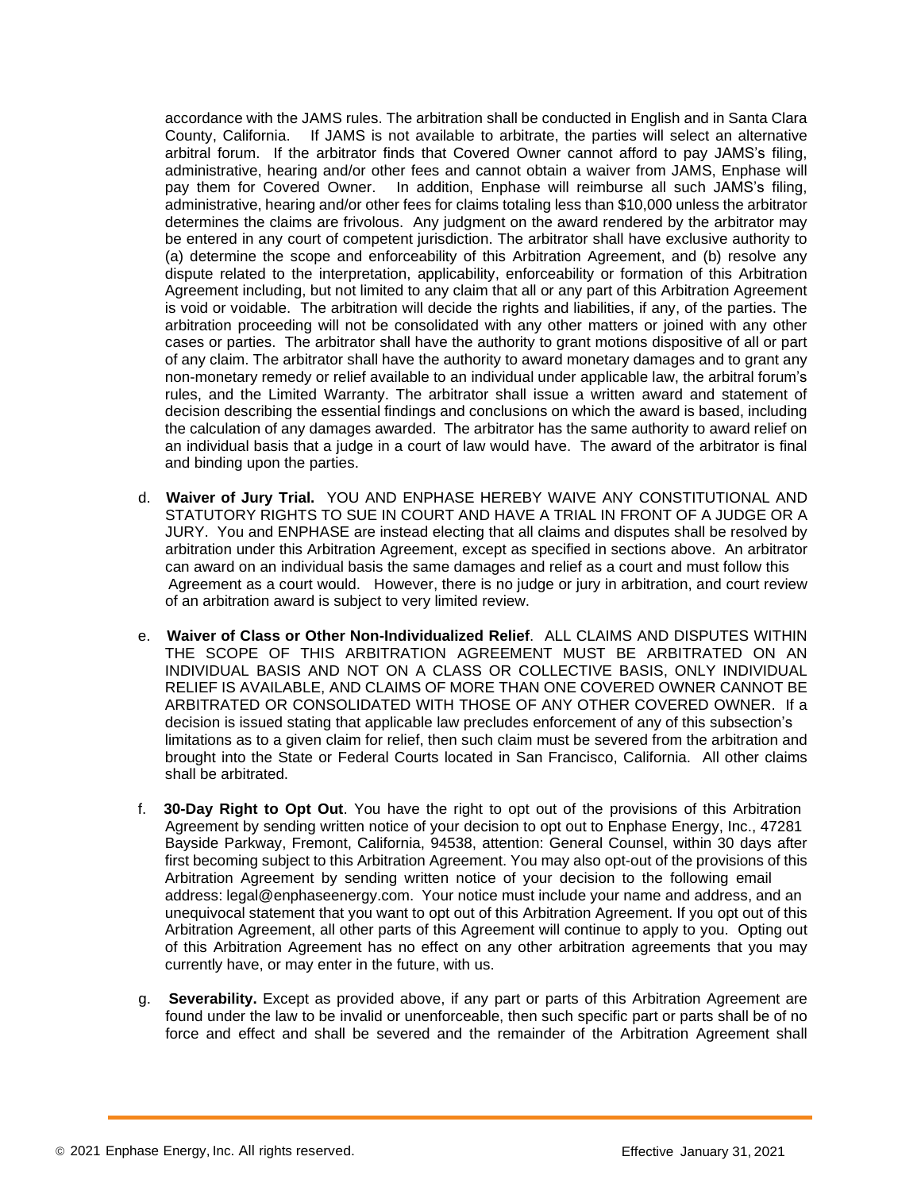accordance with the JAMS rules. The arbitration shall be conducted in English and in Santa Clara County, California. If JAMS is not available to arbitrate, the parties will select an alternative arbitral forum. If the arbitrator finds that Covered Owner cannot afford to pay JAMS's filing, administrative, hearing and/or other fees and cannot obtain a waiver from JAMS, Enphase will pay them for Covered Owner. In addition, Enphase will reimburse all such JAMS's filing, administrative, hearing and/or other fees for claims totaling less than $10,000 unless the arbitrator determines the claims are frivolous. Any judgment on the award rendered by the arbitrator may be entered in any court of competent jurisdiction. The arbitrator shall have exclusive authority to (a) determine the scope and enforceability of this Arbitration Agreement, and (b) resolve any dispute related to the interpretation, applicability, enforceability or formation of this Arbitration Agreement including, but not limited to any claim that all or any part of this Arbitration Agreement is void or voidable. The arbitration will decide the rights and liabilities, if any, of the parties. The arbitration proceeding will not be consolidated with any other matters or joined with any other cases or parties. The arbitrator shall have the authority to grant motions dispositive of all or part of any claim. The arbitrator shall have the authority to award monetary damages and to grant any non-monetary remedy or relief available to an individual under applicable law, the arbitral forum's rules, and the Limited Warranty. The arbitrator shall issue a written award and statement of decision describing the essential findings and conclusions on which the award is based, including the calculation of any damages awarded. The arbitrator has the same authority to award relief on an individual basis that a judge in a court of law would have. The award of the arbitrator is final and binding upon the parties.

d. **Waiver of Jury Trial.** YOU AND ENPHASE HEREBY WAIVE ANY CONSTITUTIONAL AND STATUTORY RIGHTS TO SUE IN COURT AND HAVE A TRIAL IN FRONT OF A JUDGE OR A JURY. You and ENPHASE are instead electing that all claims and disputes shall be resolved by arbitration under this Arbitration Agreement, except as specified in sections above. An arbitrator can award on an individual basis the same damages and relief as a court and must follow this Agreement as a court would. However, there is no judge or jury in arbitration, and court review of an arbitration award is subject to very limited review.

e. **Waiver of Class or Other Non-Individualized Relief**. ALL CLAIMS AND DISPUTES WITHIN THE SCOPE OF THIS ARBITRATION AGREEMENT MUST BE ARBITRATED ON AN INDIVIDUAL BASIS AND NOT ON A CLASS OR COLLECTIVE BASIS, ONLY INDIVIDUAL RELIEF IS AVAILABLE, AND CLAIMS OF MORE THAN ONE COVERED OWNER CANNOT BE ARBITRATED OR CONSOLIDATED WITH THOSE OF ANY OTHER COVERED OWNER. If a decision is issued stating that applicable law precludes enforcement of any of this subsection's limitations as to a given claim for relief, then such claim must be severed from the arbitration and brought into the State or Federal Courts located in San Francisco, California. All other claims shall be arbitrated.

f. **30-Day Right to Opt Out**. You have the right to opt out of the provisions of this Arbitration Agreement by sending written notice of your decision to opt out to Enphase Energy, Inc., 47281 Bayside Parkway, Fremont, California, 94538, attention: General Counsel, within 30 days after first becoming subject to this Arbitration Agreement. You may also opt-out of the provisions of this Arbitration Agreement by sending written notice of your decision to the following email address: legal@enphaseenergy.com. Your notice must include your name and address, and an unequivocal statement that you want to opt out of this Arbitration Agreement. If you opt out of this Arbitration Agreement, all other parts of this Agreement will continue to apply to you. Opting out of this Arbitration Agreement has no effect on any other arbitration agreements that you may currently have, or may enter in the future, with us.

g. **Severability.** Except as provided above, if any part or parts of this Arbitration Agreement are found under the law to be invalid or unenforceable, then such specific part or parts shall be of no force and effect and shall be severed and the remainder of the Arbitration Agreement shall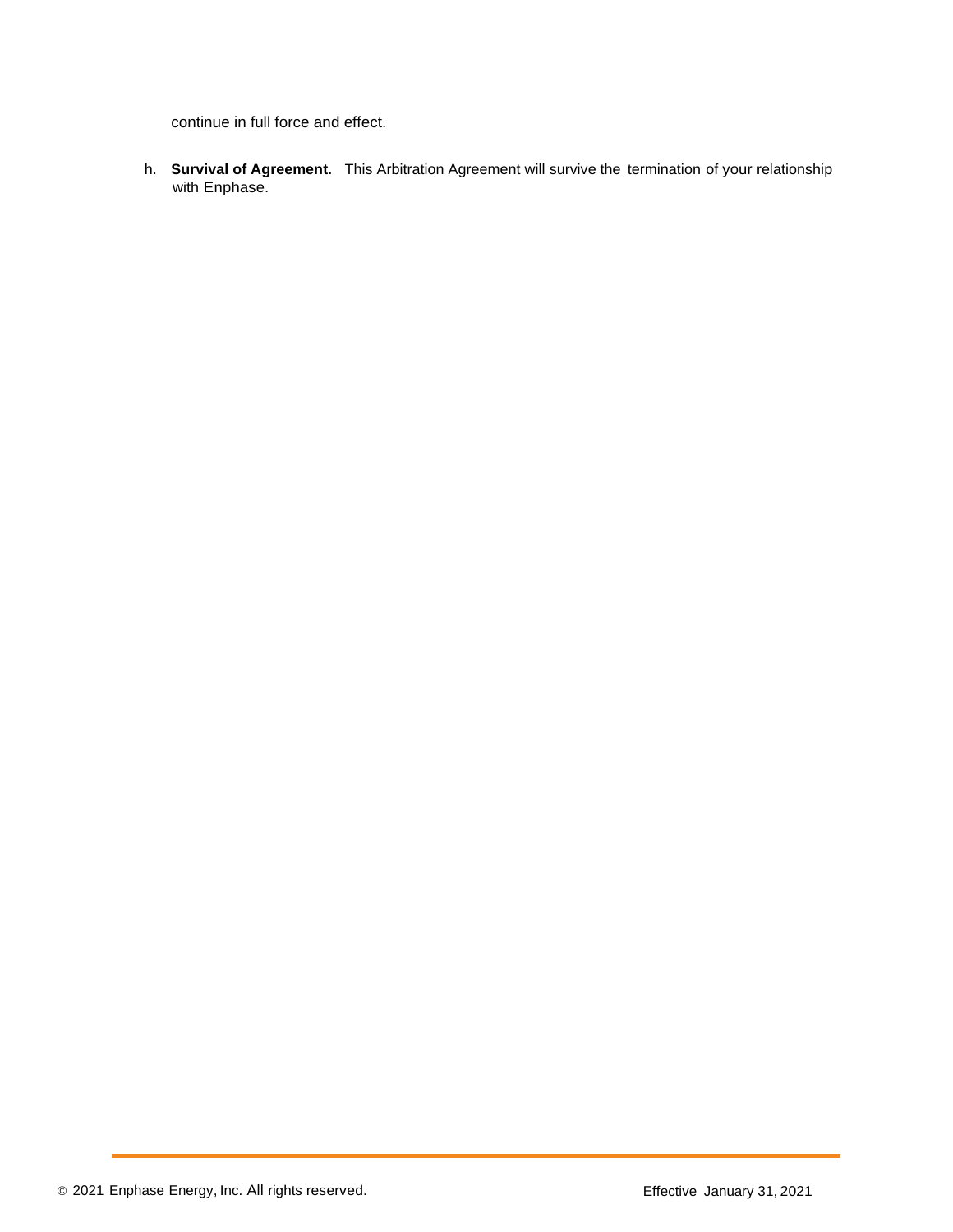continue in full force and effect.

h. **Survival of Agreement.** This Arbitration Agreement will survive the termination of your relationship with Enphase.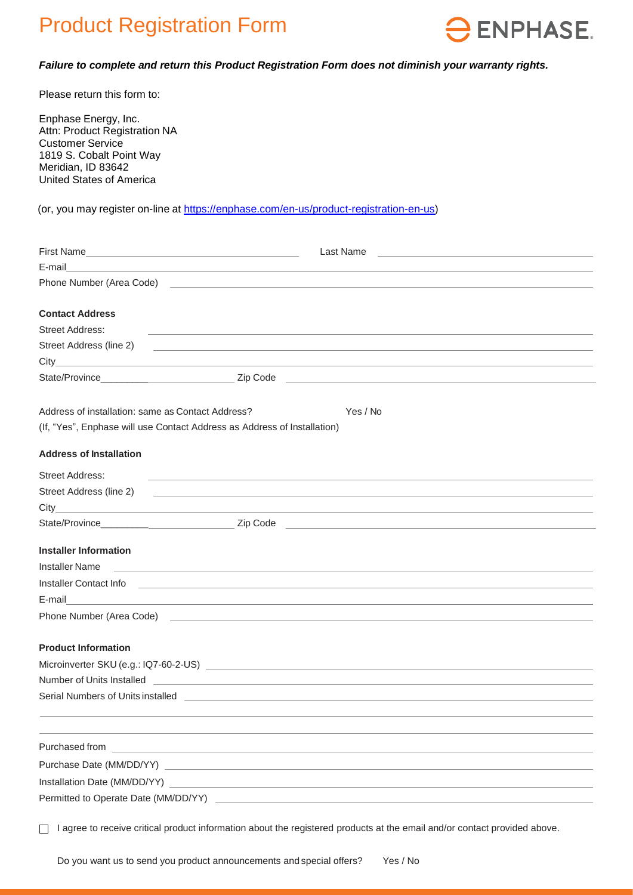# Product Registration Form

***Failure to complete and return this Product Registration Form does not diminish your warranty rights.***

Please return this form to:

Enphase Energy, Inc.
Attn: Product Registration NA
Customer Service
1819 S. Cobalt Point Way
Meridian, ID 83642
United States of America

(or, you may register on-line at https://enphase.com/en-us/product-registration-en-us)

First Name\_\_\_\_\_\_\_\_\_\_\_\_\_\_\_\_\_\_\_\_ Last Name \_\_\_\_\_\_\_\_\_\_\_\_\_\_\_\_\_\_\_\_

E-mail\_\_\_\_\_\_\_\_\_\_\_\_\_\_\_\_\_\_\_\_

Phone Number (Area Code) \_\_\_\_\_\_\_\_\_\_\_\_\_\_\_\_\_\_\_\_

**Contact Address**

Street Address: \_\_\_\_\_\_\_\_\_\_\_\_\_\_\_\_\_\_\_\_

Street Address (line 2) \_\_\_\_\_\_\_\_\_\_\_\_\_\_\_\_\_\_\_\_

City\_\_\_\_\_\_\_\_\_\_\_\_\_\_\_\_\_\_\_\_

State/Province\_\_\_\_\_\_\_\_\_\_ Zip Code \_\_\_\_\_\_\_\_\_\_\_\_\_\_\_\_\_\_\_\_

Address of installation: same as Contact Address? Yes / No

(If, "Yes", Enphase will use Contact Address as Address of Installation)

**Address of Installation**

Street Address: \_\_\_\_\_\_\_\_\_\_\_\_\_\_\_\_\_\_\_\_

Street Address (line 2) \_\_\_\_\_\_\_\_\_\_\_\_\_\_\_\_\_\_\_\_

City\_\_\_\_\_\_\_\_\_\_\_\_\_\_\_\_\_\_\_\_

State/Province\_\_\_\_\_\_\_\_\_\_ Zip Code \_\_\_\_\_\_\_\_\_\_\_\_\_\_\_\_\_\_\_\_

**Installer Information**

Installer Name \_\_\_\_\_\_\_\_\_\_\_\_\_\_\_\_\_\_\_\_

Installer Contact Info \_\_\_\_\_\_\_\_\_\_\_\_\_\_\_\_\_\_\_\_

E-mail\_\_\_\_\_\_\_\_\_\_\_\_\_\_\_\_\_\_\_\_

Phone Number (Area Code) \_\_\_\_\_\_\_\_\_\_\_\_\_\_\_\_\_\_\_\_

**Product Information**

Microinverter SKU (e.g.: IQ7-60-2-US) \_\_\_\_\_\_\_\_\_\_\_\_\_\_\_\_\_\_\_\_

Number of Units Installed \_\_\_\_\_\_\_\_\_\_\_\_\_\_\_\_\_\_\_\_

Serial Numbers of Units installed \_\_\_\_\_\_\_\_\_\_\_\_\_\_\_\_\_\_\_\_

\_\_\_\_\_\_\_\_\_\_\_\_\_\_\_\_\_\_\_\_

\_\_\_\_\_\_\_\_\_\_\_\_\_\_\_\_\_\_\_\_

Purchased from \_\_\_\_\_\_\_\_\_\_\_\_\_\_\_\_\_\_\_\_

Purchase Date (MM/DD/YY) \_\_\_\_\_\_\_\_\_\_\_\_\_\_\_\_\_\_\_\_

Installation Date (MM/DD/YY) \_\_\_\_\_\_\_\_\_\_\_\_\_\_\_\_\_\_\_\_

Permitted to Operate Date (MM/DD/YY) \_\_\_\_\_\_\_\_\_\_\_\_\_\_\_\_\_\_\_\_

☐ I agree to receive critical product information about the registered products at the email and/or contact provided above.

Do you want us to send you product announcements and special offers? Yes / No